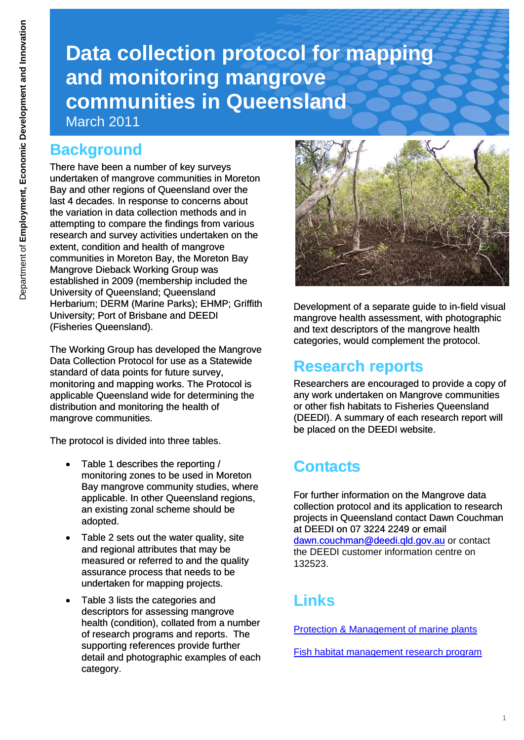# Data collection protocol for mapping and monitoring mangrove communities in Queensland

March 2011

## Background

There have been a number of key surveys undertaken of mangrove communities in Moreton Bay and other regions of Queensland over the last 4 decades. In response to concerns about the variation in data collection methods and in attempting to compare the findings from various research and survey activities undertaken on the extent, condition and health of mangrove communities in Moreton Bay, the Moreton Bay Mangrove Dieback Working Group was established in 2009 (membership included the University of Queensland; Queensland Herbarium; DERM (Marine Parks); EHMP; Griffith University; Port of Brisbane and DEEDI (Fisheries Queensland).

The Working Group has developed the Mangrove Data Collection Protocol for use as a Statewide standard of data points for future survey, monitoring and mapping works. The Protocol is applicable Queensland wide for determining the distribution and monitoring the health of mangrove communities.

The protocol is divided into three tables.

- Table 1 describes the reporting / monitoring zones to be used in Moreton Bay mangrove community studies, where applicable. In other Queensland regions, an existing zonal scheme should be adopted.
- Table 2 sets out the water quality, site and regional attributes that may be measured or referred to and the quality assurance process that needs to be undertaken for mapping projects.
- Table 3 lists the categories and descriptors for assessing mangrove health (condition), collated from a number of research programs and reports. The supporting references provide further detail and photographic examples of each category.

Development of a separate guide to in-field visual mangrove health assessment, with photographic and text descriptors of the mangrove health categories, would complement the protocol.

## Research reports

Researchers are encouraged to provide a copy of any work undertaken on Mangrove communities or other fish habitats to Fisheries Queensland (DEEDI). A summary of each research report will be placed on the DEEDI website.

## Contacts

For further information on the Mangrove data collection protocol and its application to research projects in Queensland contact Dawn Couchman at DEEDI on 07 3224 2249 or email dawn.couchman@deedi.qld.gov.au or contact the DEEDI customer information centre on 132523.

## Links

Protection & Management of marine plants

Fish habitat management research program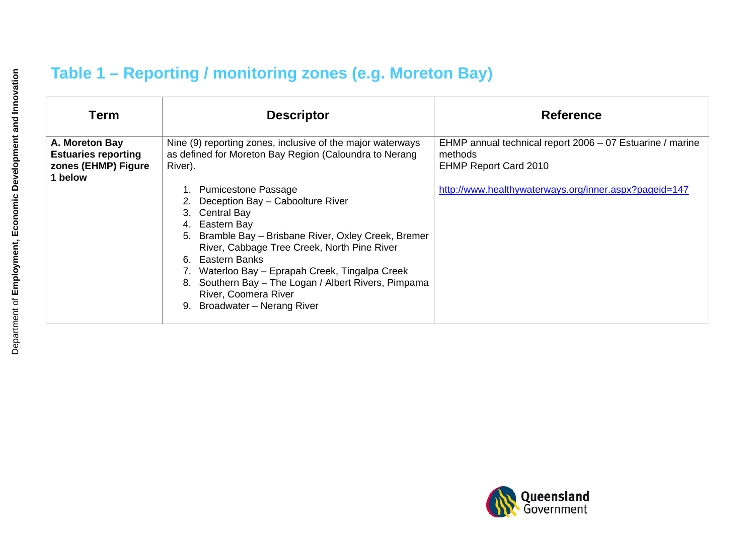## Table 1 – Reporting / monitoring zones (e.g. Moreton Bay)

| Term | Descriptor | Reference |
|---|---|---|
| **A. Moreton Bay Estuaries reporting zones (EHMP) Figure 1 below** | Nine (9) reporting zones, inclusive of the major waterways as defined for Moreton Bay Region (Caloundra to Nerang River).<br><br>1. Pumicestone Passage<br>2. Deception Bay – Caboolture River<br>3. Central Bay<br>4. Eastern Bay<br>5. Bramble Bay – Brisbane River, Oxley Creek, Bremer River, Cabbage Tree Creek, North Pine River<br>6. Eastern Banks<br>7. Waterloo Bay – Eprapah Creek, Tingalpa Creek<br>8. Southern Bay – The Logan / Albert Rivers, Pimpama River, Coomera River<br>9. Broadwater – Nerang River | EHMP annual technical report 2006 – 07 Estuarine / marine methods<br>EHMP Report Card 2010<br><br>http://www.healthywaterways.org/inner.aspx?pageid=147 |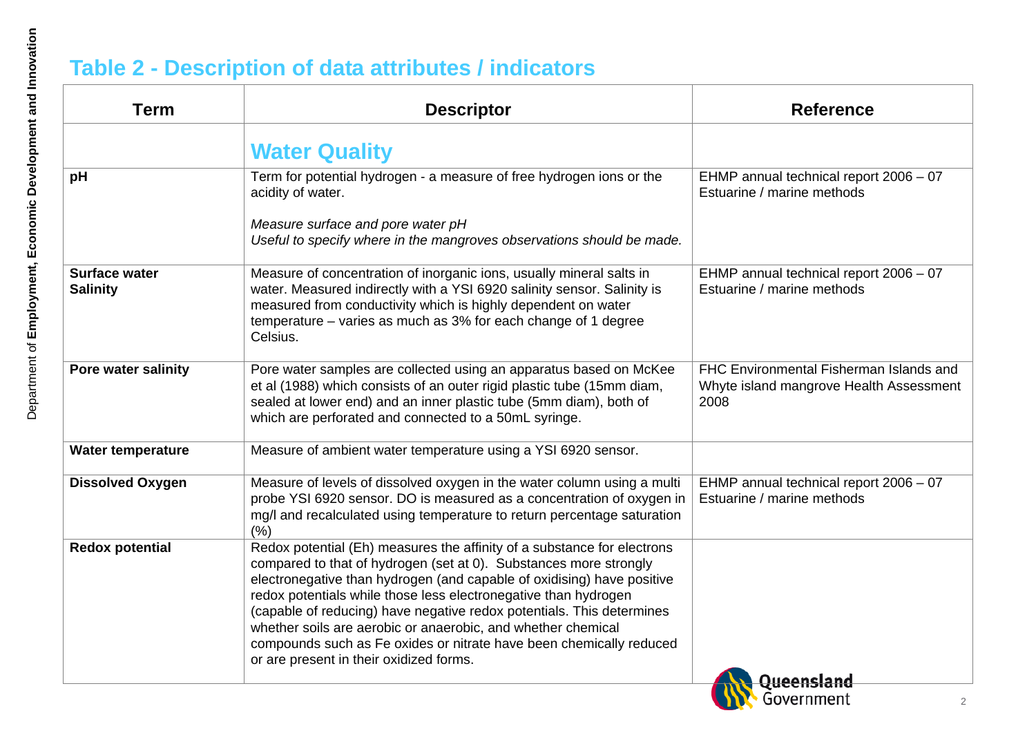## Table 2 - Description of data attributes / indicators

| Term | Descriptor | Reference |
|---|---|---|
| | **Water Quality** | |
| **pH** | Term for potential hydrogen - a measure of free hydrogen ions or the acidity of water.<br><br>*Measure surface and pore water pH*<br>*Useful to specify where in the mangroves observations should be made.* | EHMP annual technical report 2006 – 07 Estuarine / marine methods |
| **Surface water Salinity** | Measure of concentration of inorganic ions, usually mineral salts in water. Measured indirectly with a YSI 6920 salinity sensor. Salinity is measured from conductivity which is highly dependent on water temperature – varies as much as 3% for each change of 1 degree Celsius. | EHMP annual technical report 2006 – 07 Estuarine / marine methods |
| **Pore water salinity** | Pore water samples are collected using an apparatus based on McKee et al (1988) which consists of an outer rigid plastic tube (15mm diam, sealed at lower end) and an inner plastic tube (5mm diam), both of which are perforated and connected to a 50mL syringe. | FHC Environmental Fisherman Islands and Whyte island mangrove Health Assessment 2008 |
| **Water temperature** | Measure of ambient water temperature using a YSI 6920 sensor. | |
| **Dissolved Oxygen** | Measure of levels of dissolved oxygen in the water column using a multi probe YSI 6920 sensor. DO is measured as a concentration of oxygen in mg/l and recalculated using temperature to return percentage saturation (%) | EHMP annual technical report 2006 – 07 Estuarine / marine methods |
| **Redox potential** | Redox potential (Eh) measures the affinity of a substance for electrons compared to that of hydrogen (set at 0). Substances more strongly electronegative than hydrogen (and capable of oxidising) have positive redox potentials while those less electronegative than hydrogen (capable of reducing) have negative redox potentials. This determines whether soils are aerobic or anaerobic, and whether chemical compounds such as Fe oxides or nitrate have been chemically reduced or are present in their oxidized forms. | |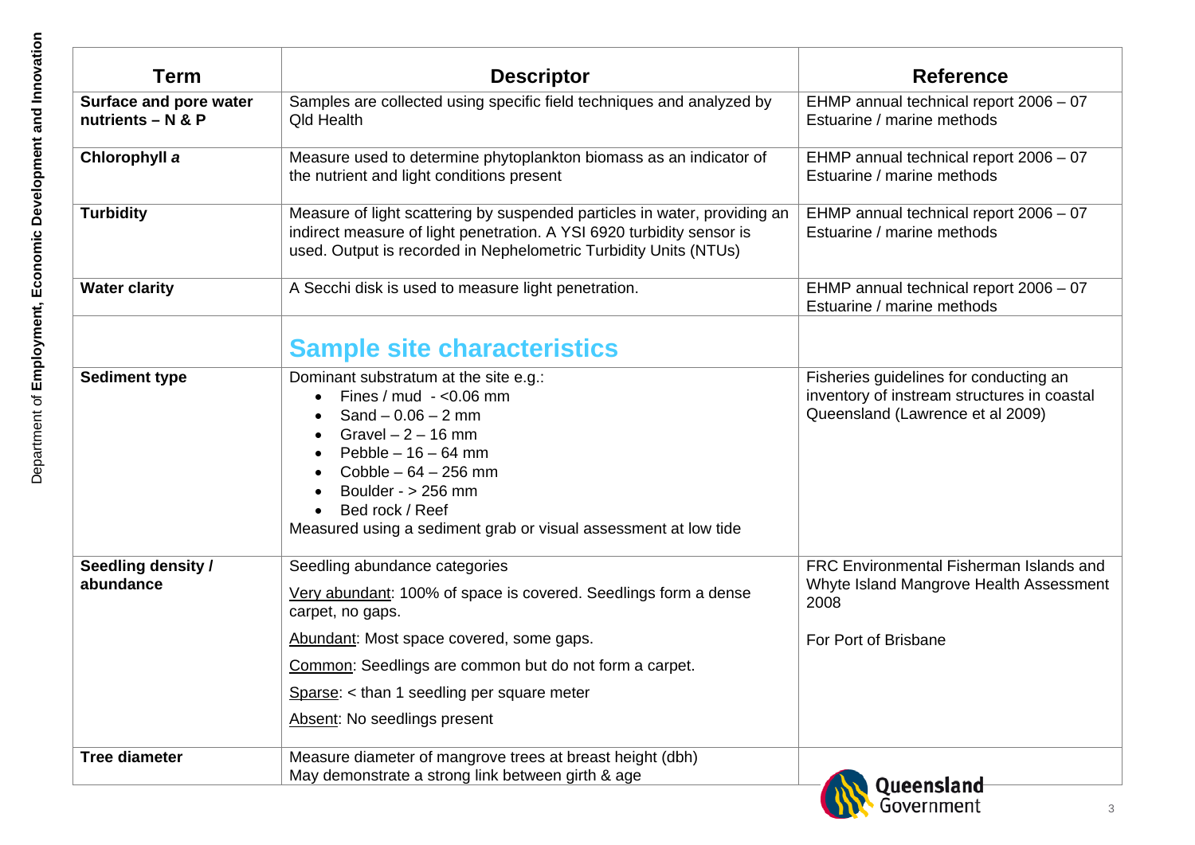| Term | Descriptor | Reference |
|---|---|---|
| **Surface and pore water nutrients – N & P** | Samples are collected using specific field techniques and analyzed by Qld Health | EHMP annual technical report 2006 – 07 Estuarine / marine methods |
| **Chlorophyll *a*** | Measure used to determine phytoplankton biomass as an indicator of the nutrient and light conditions present | EHMP annual technical report 2006 – 07 Estuarine / marine methods |
| **Turbidity** | Measure of light scattering by suspended particles in water, providing an indirect measure of light penetration. A YSI 6920 turbidity sensor is used. Output is recorded in Nephelometric Turbidity Units (NTUs) | EHMP annual technical report 2006 – 07 Estuarine / marine methods |
| **Water clarity** | A Secchi disk is used to measure light penetration. | EHMP annual technical report 2006 – 07 Estuarine / marine methods |
| | **Sample site characteristics** | |
| **Sediment type** | Dominant substratum at the site e.g.:<br>• Fines / mud - <0.06 mm<br>• Sand – 0.06 – 2 mm<br>• Gravel – 2 – 16 mm<br>• Pebble – 16 – 64 mm<br>• Cobble – 64 – 256 mm<br>• Boulder - > 256 mm<br>• Bed rock / Reef<br>Measured using a sediment grab or visual assessment at low tide | Fisheries guidelines for conducting an inventory of instream structures in coastal Queensland (Lawrence et al 2009) |
| **Seedling density / abundance** | Seedling abundance categories<br>Very abundant: 100% of space is covered. Seedlings form a dense carpet, no gaps.<br>Abundant: Most space covered, some gaps.<br>Common: Seedlings are common but do not form a carpet.<br>Sparse: < than 1 seedling per square meter<br>Absent: No seedlings present | FRC Environmental Fisherman Islands and Whyte Island Mangrove Health Assessment 2008<br>For Port of Brisbane |
| **Tree diameter** | Measure diameter of mangrove trees at breast height (dbh)<br>May demonstrate a strong link between girth & age | |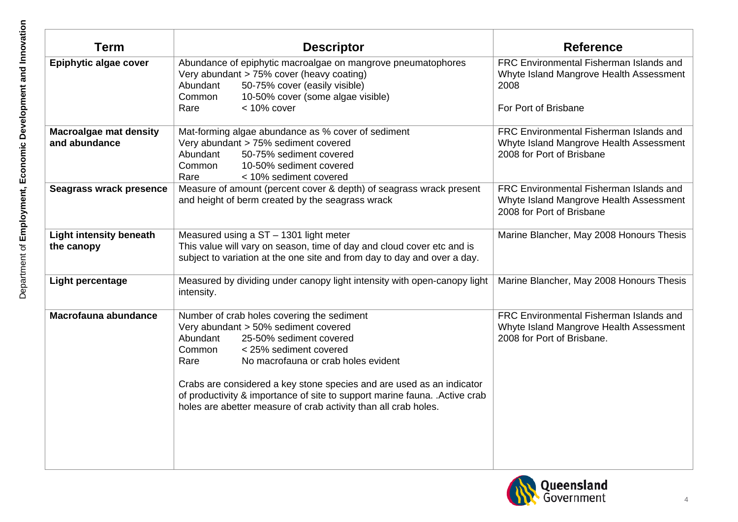| Term | Descriptor | Reference |
|---|---|---|
| **Epiphytic algae cover** | Abundance of epiphytic macroalgae on mangrove pneumatophores<br>Very abundant > 75% cover (heavy coating)<br>Abundant 50-75% cover (easily visible)<br>Common 10-50% cover (some algae visible)<br>Rare < 10% cover | FRC Environmental Fisherman Islands and Whyte Island Mangrove Health Assessment 2008<br><br>For Port of Brisbane |
| **Macroalgae mat density and abundance** | Mat-forming algae abundance as % cover of sediment<br>Very abundant > 75% sediment covered<br>Abundant 50-75% sediment covered<br>Common 10-50% sediment covered<br>Rare < 10% sediment covered | FRC Environmental Fisherman Islands and Whyte Island Mangrove Health Assessment 2008 for Port of Brisbane |
| **Seagrass wrack presence** | Measure of amount (percent cover & depth) of seagrass wrack present and height of berm created by the seagrass wrack | FRC Environmental Fisherman Islands and Whyte Island Mangrove Health Assessment 2008 for Port of Brisbane |
| **Light intensity beneath the canopy** | Measured using a ST – 1301 light meter<br>This value will vary on season, time of day and cloud cover etc and is subject to variation at the one site and from day to day and over a day. | Marine Blancher, May 2008 Honours Thesis |
| **Light percentage** | Measured by dividing under canopy light intensity with open-canopy light intensity. | Marine Blancher, May 2008 Honours Thesis |
| **Macrofauna abundance** | Number of crab holes covering the sediment<br>Very abundant > 50% sediment covered<br>Abundant 25-50% sediment covered<br>Common < 25% sediment covered<br>Rare No macrofauna or crab holes evident<br><br>Crabs are considered a key stone species and are used as an indicator of productivity & importance of site to support marine fauna. .Active crab holes are abetter measure of crab activity than all crab holes. | FRC Environmental Fisherman Islands and Whyte Island Mangrove Health Assessment 2008 for Port of Brisbane. |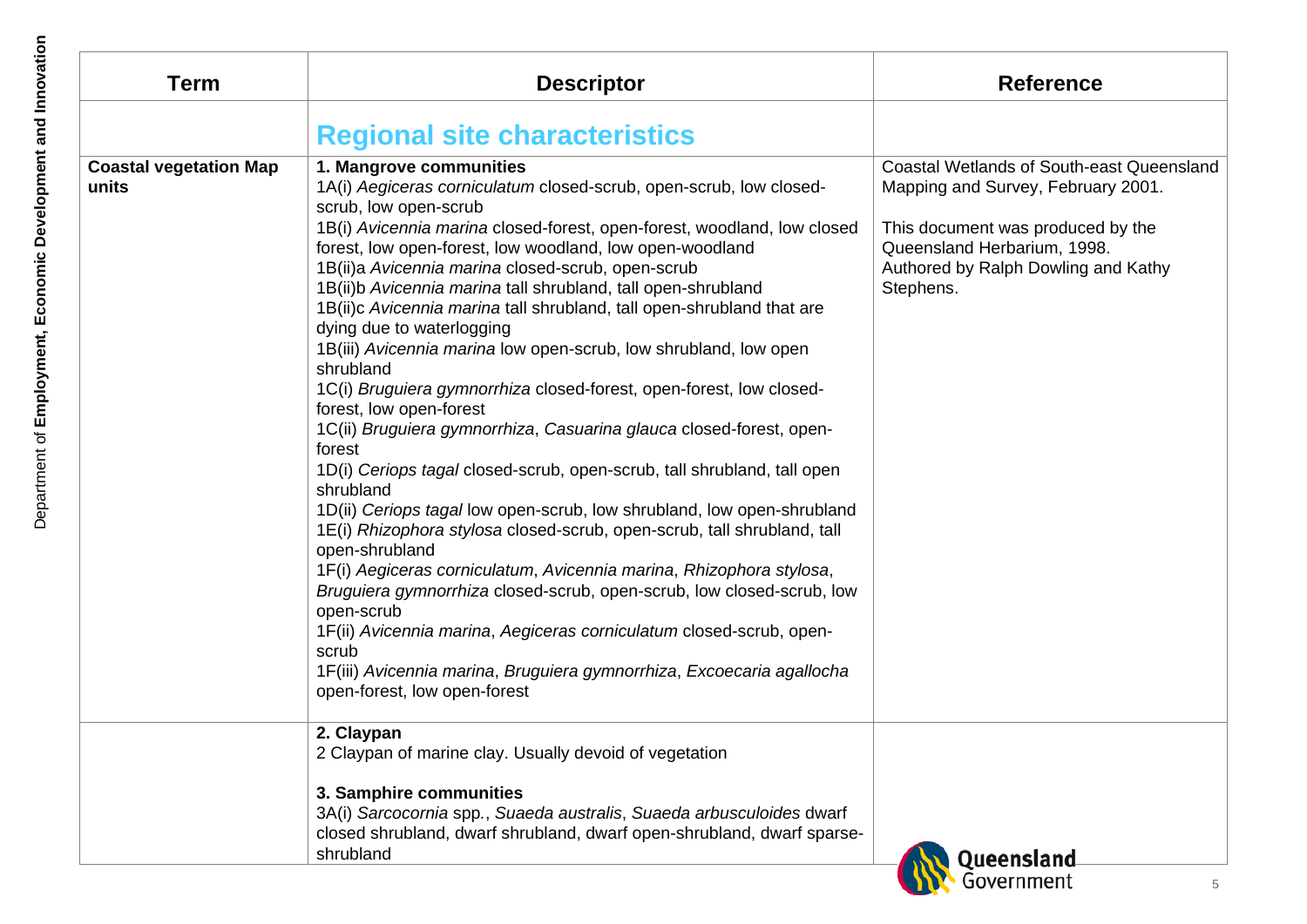| Term | Descriptor | Reference |
|---|---|---|
| | **Regional site characteristics** | |
| **Coastal vegetation Map units** | **1. Mangrove communities**<br>1A(i) *Aegiceras corniculatum* closed-scrub, open-scrub, low closed-scrub, low open-scrub<br>1B(i) *Avicennia marina* closed-forest, open-forest, woodland, low closed forest, low open-forest, low woodland, low open-woodland<br>1B(ii)a *Avicennia marina* closed-scrub, open-scrub<br>1B(ii)b *Avicennia marina* tall shrubland, tall open-shrubland<br>1B(ii)c *Avicennia marina* tall shrubland, tall open-shrubland that are dying due to waterlogging<br>1B(iii) *Avicennia marina* low open-scrub, low shrubland, low open shrubland<br>1C(i) *Bruguiera gymnorrhiza* closed-forest, open-forest, low closed-forest, low open-forest<br>1C(ii) *Bruguiera gymnorrhiza*, *Casuarina glauca* closed-forest, open-forest<br>1D(i) *Ceriops tagal* closed-scrub, open-scrub, tall shrubland, tall open shrubland<br>1D(ii) *Ceriops tagal* low open-scrub, low shrubland, low open-shrubland<br>1E(i) *Rhizophora stylosa* closed-scrub, open-scrub, tall shrubland, tall open-shrubland<br>1F(i) *Aegiceras corniculatum*, *Avicennia marina*, *Rhizophora stylosa*, *Bruguiera gymnorrhiza* closed-scrub, open-scrub, low closed-scrub, low open-scrub<br>1F(ii) *Avicennia marina*, *Aegiceras corniculatum* closed-scrub, open-scrub<br>1F(iii) *Avicennia marina*, *Bruguiera gymnorrhiza*, *Excoecaria agallocha* open-forest, low open-forest | Coastal Wetlands of South-east Queensland Mapping and Survey, February 2001.<br><br>This document was produced by the Queensland Herbarium, 1998. Authored by Ralph Dowling and Kathy Stephens. |
| | **2. Claypan**<br>2 Claypan of marine clay. Usually devoid of vegetation<br><br>**3. Samphire communities**<br>3A(i) *Sarcocornia* spp., *Suaeda australis*, *Suaeda arbusculoides* dwarf closed shrubland, dwarf shrubland, dwarf open-shrubland, dwarf sparse-shrubland | |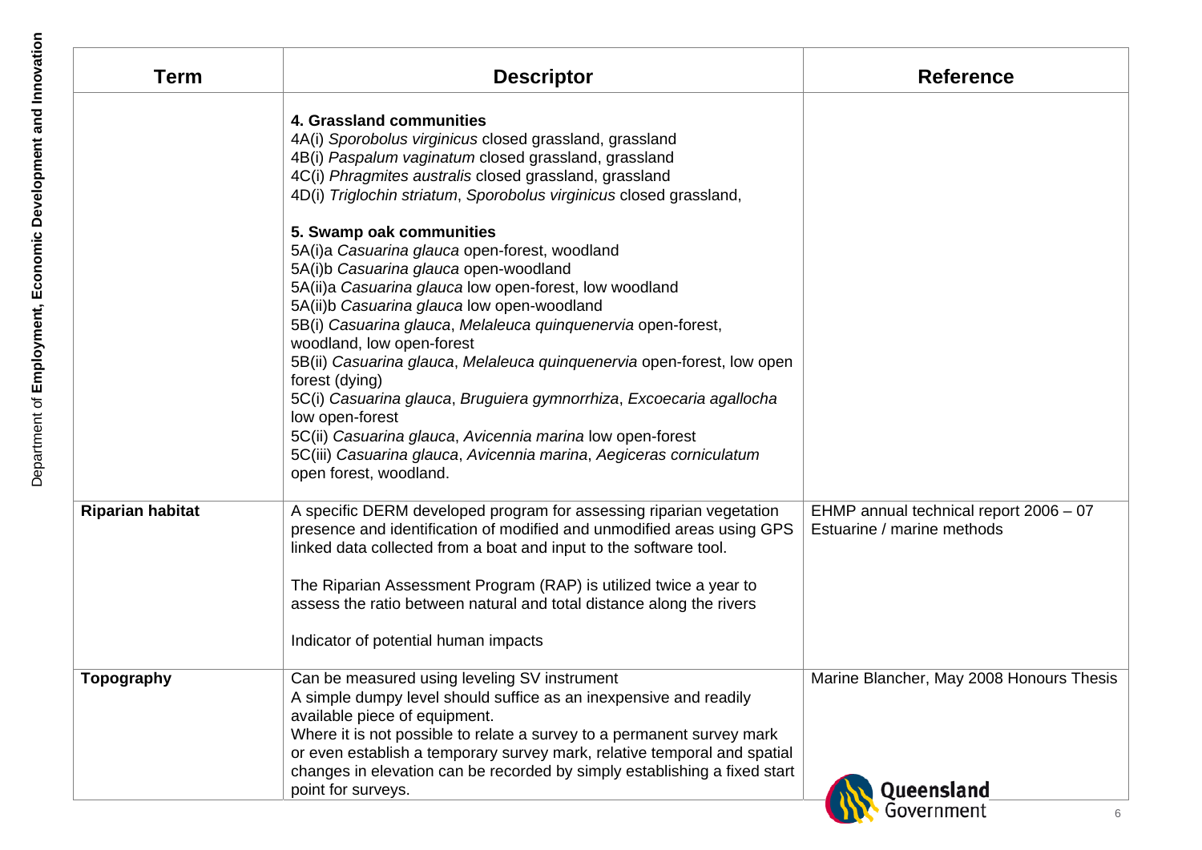| Term | Descriptor | Reference |
|---|---|---|
| | **4. Grassland communities**<br>4A(i) *Sporobolus virginicus* closed grassland, grassland<br>4B(i) *Paspalum vaginatum* closed grassland, grassland<br>4C(i) *Phragmites australis* closed grassland, grassland<br>4D(i) *Triglochin striatum*, *Sporobolus virginicus* closed grassland,<br><br>**5. Swamp oak communities**<br>5A(i)a *Casuarina glauca* open-forest, woodland<br>5A(i)b *Casuarina glauca* open-woodland<br>5A(ii)a *Casuarina glauca* low open-forest, low woodland<br>5A(ii)b *Casuarina glauca* low open-woodland<br>5B(i) *Casuarina glauca*, *Melaleuca quinquenervia* open-forest, woodland, low open-forest<br>5B(ii) *Casuarina glauca*, *Melaleuca quinquenervia* open-forest, low open forest (dying)<br>5C(i) *Casuarina glauca*, *Bruguiera gymnorrhiza*, *Excoecaria agallocha* low open-forest<br>5C(ii) *Casuarina glauca*, *Avicennia marina* low open-forest<br>5C(iii) *Casuarina glauca*, *Avicennia marina*, *Aegiceras corniculatum* open forest, woodland. | |
| **Riparian habitat** | A specific DERM developed program for assessing riparian vegetation presence and identification of modified and unmodified areas using GPS linked data collected from a boat and input to the software tool.<br><br>The Riparian Assessment Program (RAP) is utilized twice a year to assess the ratio between natural and total distance along the rivers<br><br>Indicator of potential human impacts | EHMP annual technical report 2006 – 07 Estuarine / marine methods |
| **Topography** | Can be measured using leveling SV instrument<br>A simple dumpy level should suffice as an inexpensive and readily available piece of equipment.<br>Where it is not possible to relate a survey to a permanent survey mark or even establish a temporary survey mark, relative temporal and spatial changes in elevation can be recorded by simply establishing a fixed start point for surveys. | Marine Blancher, May 2008 Honours Thesis |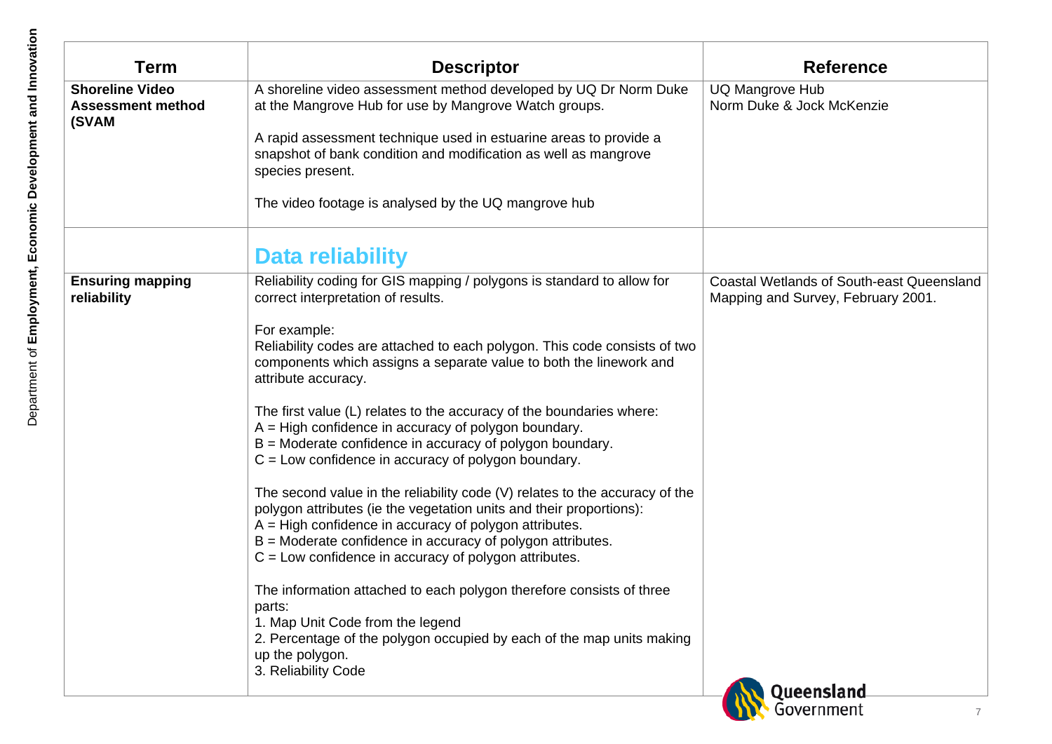| Term | Descriptor | Reference |
|---|---|---|
| **Shoreline Video Assessment method (SVAM** | A shoreline video assessment method developed by UQ Dr Norm Duke at the Mangrove Hub for use by Mangrove Watch groups.<br><br>A rapid assessment technique used in estuarine areas to provide a snapshot of bank condition and modification as well as mangrove species present.<br><br>The video footage is analysed by the UQ mangrove hub | UQ Mangrove Hub<br>Norm Duke & Jock McKenzie |
| | **Data reliability** | |
| **Ensuring mapping reliability** | Reliability coding for GIS mapping / polygons is standard to allow for correct interpretation of results.<br><br>For example:<br>Reliability codes are attached to each polygon. This code consists of two components which assigns a separate value to both the linework and attribute accuracy.<br><br>The first value (L) relates to the accuracy of the boundaries where:<br>A = High confidence in accuracy of polygon boundary.<br>B = Moderate confidence in accuracy of polygon boundary.<br>C = Low confidence in accuracy of polygon boundary.<br><br>The second value in the reliability code (V) relates to the accuracy of the polygon attributes (ie the vegetation units and their proportions):<br>A = High confidence in accuracy of polygon attributes.<br>B = Moderate confidence in accuracy of polygon attributes.<br>C = Low confidence in accuracy of polygon attributes.<br><br>The information attached to each polygon therefore consists of three parts:<br>1. Map Unit Code from the legend<br>2. Percentage of the polygon occupied by each of the map units making up the polygon.<br>3. Reliability Code | Coastal Wetlands of South-east Queensland Mapping and Survey, February 2001. |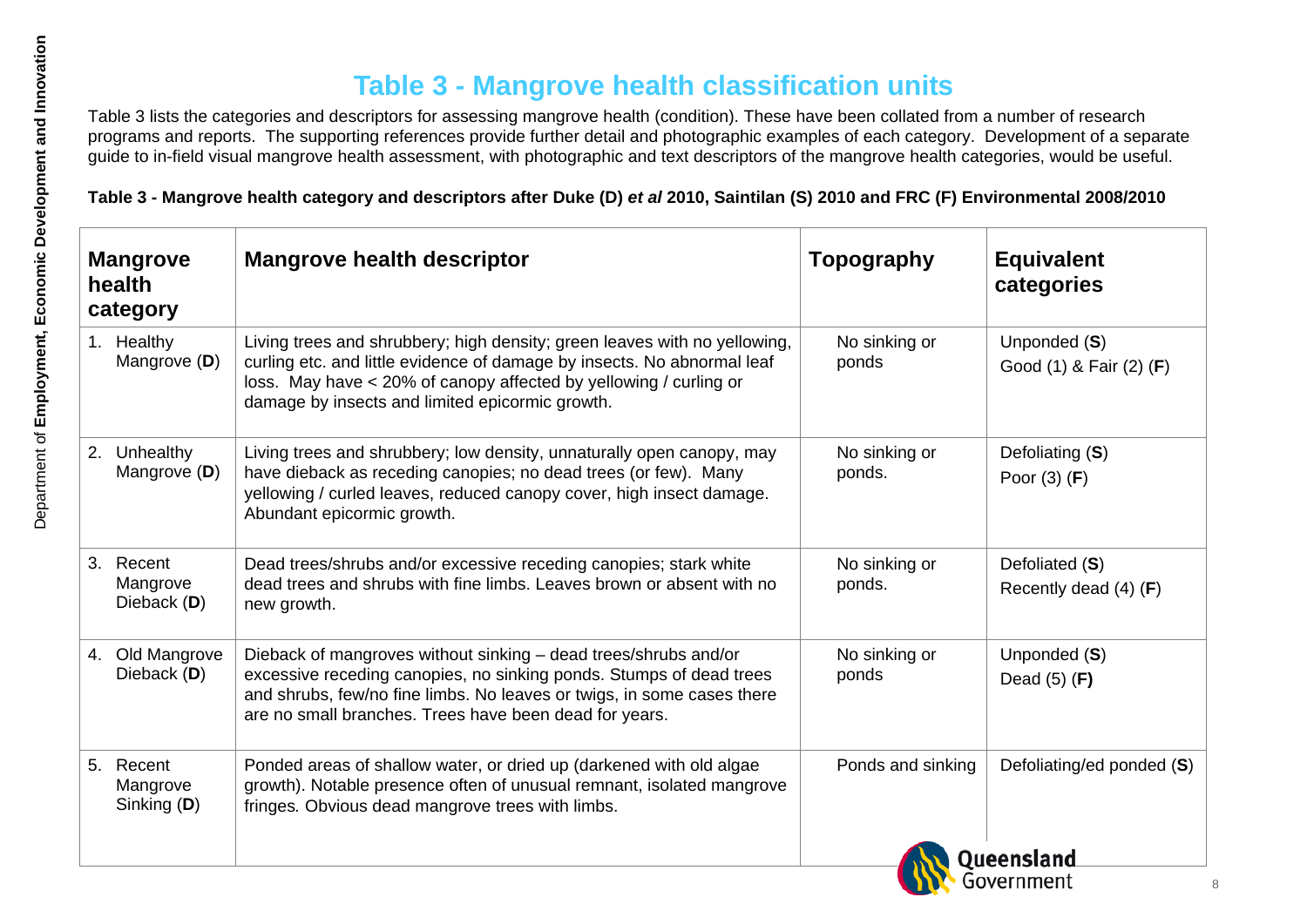# Table 3 - Mangrove health classification units

Table 3 lists the categories and descriptors for assessing mangrove health (condition). These have been collated from a number of research programs and reports. The supporting references provide further detail and photographic examples of each category. Development of a separate guide to in-field visual mangrove health assessment, with photographic and text descriptors of the mangrove health categories, would be useful.

**Table 3 - Mangrove health category and descriptors after Duke (D) *et al* 2010, Saintilan (S) 2010 and FRC (F) Environmental 2008/2010**

| Mangrove health category | Mangrove health descriptor | Topography | Equivalent categories |
|---|---|---|---|
| 1. Healthy Mangrove (**D**) | Living trees and shrubbery; high density; green leaves with no yellowing, curling etc. and little evidence of damage by insects. No abnormal leaf loss. May have < 20% of canopy affected by yellowing / curling or damage by insects and limited epicormic growth. | No sinking or ponds | Unponded (**S**)<br>Good (1) & Fair (2) (**F**) |
| 2. Unhealthy Mangrove (**D**) | Living trees and shrubbery; low density, unnaturally open canopy, may have dieback as receding canopies; no dead trees (or few). Many yellowing / curled leaves, reduced canopy cover, high insect damage. Abundant epicormic growth. | No sinking or ponds. | Defoliating (**S**)<br>Poor (3) (**F**) |
| 3. Recent Mangrove Dieback (**D**) | Dead trees/shrubs and/or excessive receding canopies; stark white dead trees and shrubs with fine limbs. Leaves brown or absent with no new growth. | No sinking or ponds. | Defoliated (**S**)<br>Recently dead (4) (**F**) |
| 4. Old Mangrove Dieback (**D**) | Dieback of mangroves without sinking – dead trees/shrubs and/or excessive receding canopies, no sinking ponds. Stumps of dead trees and shrubs, few/no fine limbs. No leaves or twigs, in some cases there are no small branches. Trees have been dead for years. | No sinking or ponds | Unponded (**S**)<br>Dead (5) (**F**) |
| 5. Recent Mangrove Sinking (**D**) | Ponded areas of shallow water, or dried up (darkened with old algae growth). Notable presence often of unusual remnant, isolated mangrove fringes. Obvious dead mangrove trees with limbs. | Ponds and sinking | Defoliating/ed ponded (**S**) |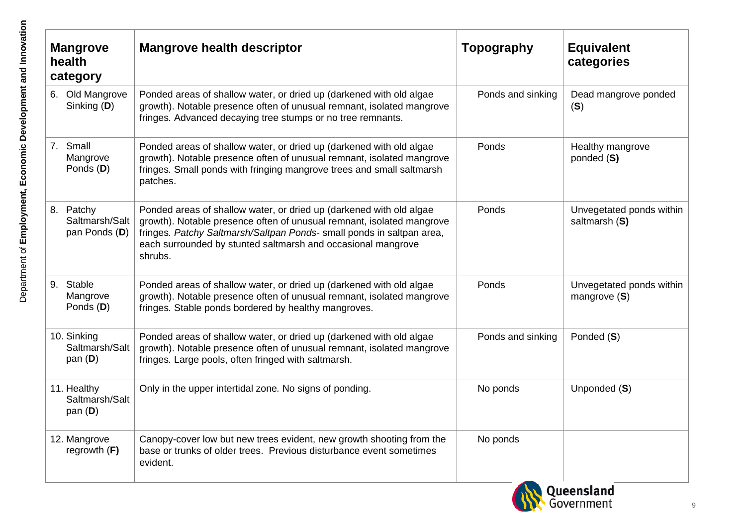| Mangrove health category | Mangrove health descriptor | Topography | Equivalent categories |
|---|---|---|---|
| 6. Old Mangrove Sinking (**D**) | Ponded areas of shallow water, or dried up (darkened with old algae growth). Notable presence often of unusual remnant, isolated mangrove fringes*.* Advanced decaying tree stumps or no tree remnants. | Ponds and sinking | Dead mangrove ponded (**S**) |
| 7. Small Mangrove Ponds (**D**) | Ponded areas of shallow water, or dried up (darkened with old algae growth). Notable presence often of unusual remnant, isolated mangrove fringes*.* Small ponds with fringing mangrove trees and small saltmarsh patches. | Ponds | Healthy mangrove ponded (**S)** |
| 8. Patchy Saltmarsh/Saltpan Ponds (**D**) | Ponded areas of shallow water, or dried up (darkened with old algae growth). Notable presence often of unusual remnant, isolated mangrove fringes*. Patchy Saltmarsh/Saltpan Ponds*- small ponds in saltpan area, each surrounded by stunted saltmarsh and occasional mangrove shrubs. | Ponds | Unvegetated ponds within saltmarsh (**S)** |
| 9. Stable Mangrove Ponds (**D**) | Ponded areas of shallow water, or dried up (darkened with old algae growth). Notable presence often of unusual remnant, isolated mangrove fringes*.* Stable ponds bordered by healthy mangroves. | Ponds | Unvegetated ponds within mangrove (**S**) |
| 10. Sinking Saltmarsh/Saltpan (**D**) | Ponded areas of shallow water, or dried up (darkened with old algae growth). Notable presence often of unusual remnant, isolated mangrove fringes*.* Large pools, often fringed with saltmarsh. | Ponds and sinking | Ponded (**S**) |
| 11. Healthy Saltmarsh/Saltpan (**D**) | Only in the upper intertidal zone*.* No signs of ponding. | No ponds | Unponded (**S**) |
| 12. Mangrove regrowth (**F**) | Canopy-cover low but new trees evident, new growth shooting from the base or trunks of older trees. Previous disturbance event sometimes evident. | No ponds | |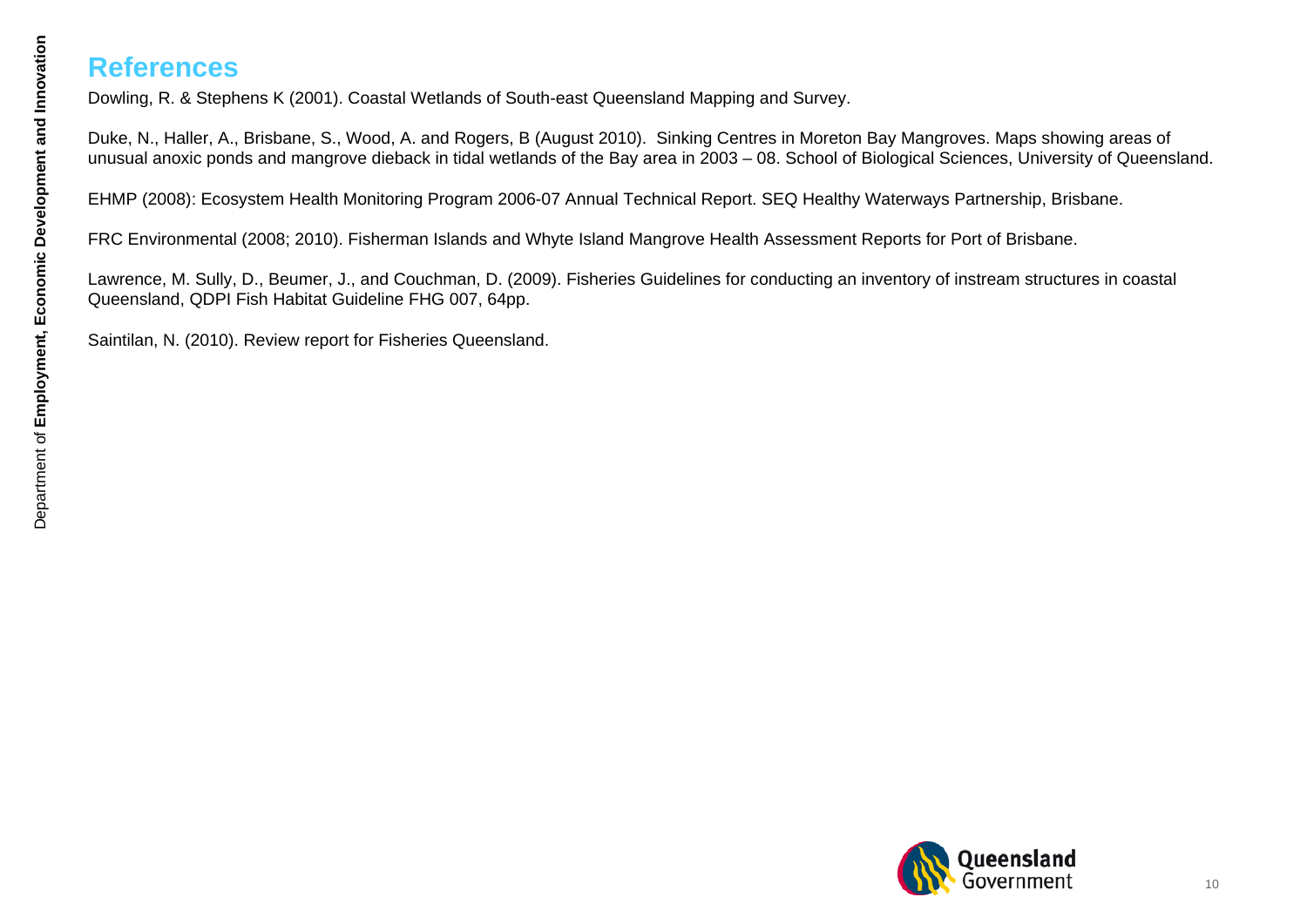## References

Dowling, R. & Stephens K (2001). Coastal Wetlands of South-east Queensland Mapping and Survey.

Duke, N., Haller, A., Brisbane, S., Wood, A. and Rogers, B (August 2010). Sinking Centres in Moreton Bay Mangroves. Maps showing areas of unusual anoxic ponds and mangrove dieback in tidal wetlands of the Bay area in 2003 – 08. School of Biological Sciences, University of Queensland.

EHMP (2008): Ecosystem Health Monitoring Program 2006-07 Annual Technical Report. SEQ Healthy Waterways Partnership, Brisbane.

FRC Environmental (2008; 2010). Fisherman Islands and Whyte Island Mangrove Health Assessment Reports for Port of Brisbane.

Lawrence, M. Sully, D., Beumer, J., and Couchman, D. (2009). Fisheries Guidelines for conducting an inventory of instream structures in coastal Queensland, QDPI Fish Habitat Guideline FHG 007, 64pp.

Saintilan, N. (2010). Review report for Fisheries Queensland.